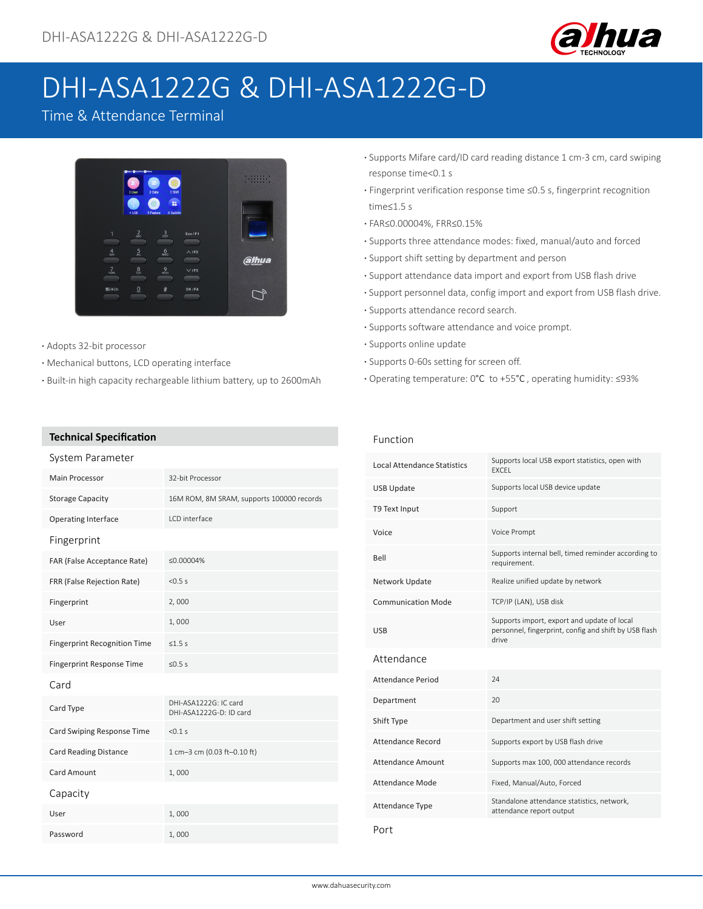# DHI-ASA1222G & DHI-ASA1222G-D

Time & Attendance Terminal

- Adopts 32-bit processor
- Mechanical buttons, LCD operating interface
- Built-in high capacity rechargeable lithium battery, up to 2600mAh
- Supports Mifare card/ID card reading distance 1 cm-3 cm, card swiping response time<0.1 s
- Fingerprint verification response time ≤0.5 s, fingerprint recognition time≤1.5 s
- FAR≤0.00004%, FRR≤0.15%
- Supports three attendance modes: fixed, manual/auto and forced
- Support shift setting by department and person
- Support attendance data import and export from USB flash drive
- Support personnel data, config import and export from USB flash drive.
- Supports attendance record search.
- Supports software attendance and voice prompt.
- Supports online update
- Supports 0-60s setting for screen off.
- Operating temperature: 0°C to +55°C, operating humidity: ≤93%

## Technical Specification

| System Parameter | |
|---|---|
| Main Processor | 32-bit Processor |
| Storage Capacity | 16M ROM, 8M SRAM, supports 100000 records |
| Operating Interface | LCD interface |
| **Fingerprint** | |
| FAR (False Acceptance Rate) | ≤0.00004% |
| FRR (False Rejection Rate) | <0.5 s |
| Fingerprint | 2, 000 |
| User | 1, 000 |
| Fingerprint Recognition Time | ≤1.5 s |
| Fingerprint Response Time | ≤0.5 s |
| **Card** | |
| Card Type | DHI-ASA1222G: IC card<br>DHI-ASA1222G-D: ID card |
| Card Swiping Response Time | <0.1 s |
| Card Reading Distance | 1 cm–3 cm (0.03 ft–0.10 ft) |
| Card Amount | 1, 000 |
| **Capacity** | |
| User | 1, 000 |
| Password | 1, 000 |

| Function | |
|---|---|
| Local Attendance Statistics | Supports local USB export statistics, open with EXCEL |
| USB Update | Supports local USB device update |
| T9 Text Input | Support |
| Voice | Voice Prompt |
| Bell | Supports internal bell, timed reminder according to requirement. |
| Network Update | Realize unified update by network |
| Communication Mode | TCP/IP (LAN), USB disk |
| USB | Supports import, export and update of local personnel, fingerprint, config and shift by USB flash drive |
| **Attendance** | |
| Attendance Period | 24 |
| Department | 20 |
| Shift Type | Department and user shift setting |
| Attendance Record | Supports export by USB flash drive |
| Attendance Amount | Supports max 100, 000 attendance records |
| Attendance Mode | Fixed, Manual/Auto, Forced |
| Attendance Type | Standalone attendance statistics, network, attendance report output |
| **Port** | |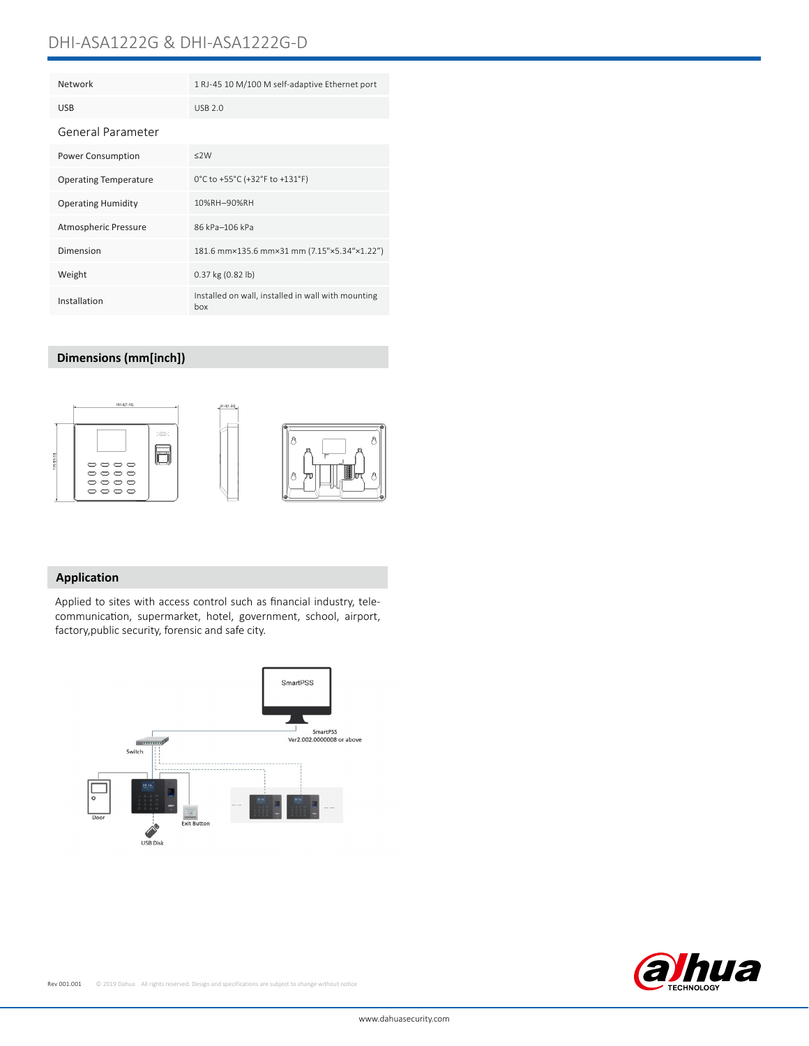| | |
|---|---|
| Network | 1 RJ-45 10 M/100 M self-adaptive Ethernet port |
| USB | USB 2.0 |

General Parameter

| | |
|---|---|
| Power Consumption | ≤2W |
| Operating Temperature | 0°C to +55°C (+32°F to +131°F) |
| Operating Humidity | 10%RH–90%RH |
| Atmospheric Pressure | 86 kPa–106 kPa |
| Dimension | 181.6 mm×135.6 mm×31 mm (7.15"×5.34"×1.22") |
| Weight | 0.37 kg (0.82 lb) |
| Installation | Installed on wall, installed in wall with mounting box |

## Dimensions (mm[inch])

181.6[7.15]

135.6[5.34]

31.0[1.22]

## Application

Applied to sites with access control such as financial industry, tele-communication, supermarket, hotel, government, school, airport, factory,public security, forensic and safe city.

SmartPSS

SmartPSS
Ver2.002.0000008 or above

Switch

Door

Exit Button

USB Disk

Rev 001.001 © 2019 Dahua . All rights reserved. Design and specifications are subject to change without notice

www.dahuasecurity.com